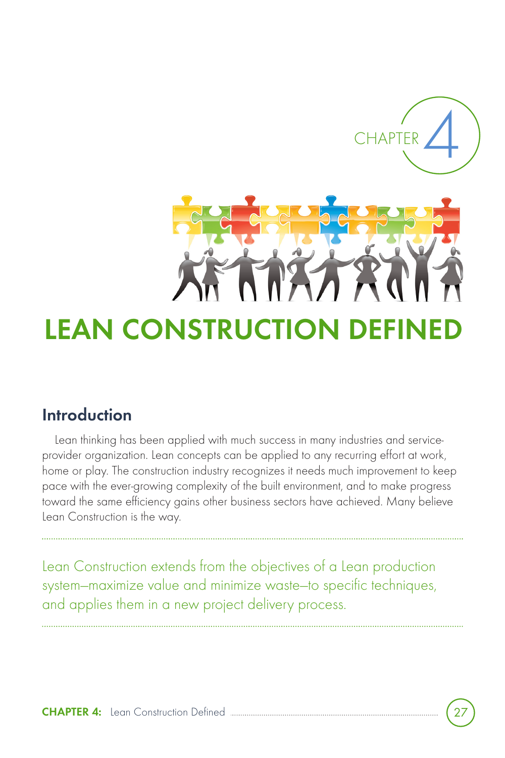CHAPTER 4

# LEAN CONSTRUCTION DEFINED

## Introduction

Lean thinking has been applied with much success in many industries and service-provider organization. Lean concepts can be applied to any recurring effort at work, home or play. The construction industry recognizes it needs much improvement to keep pace with the ever-growing complexity of the built environment, and to make progress toward the same efficiency gains other business sectors have achieved. Many believe Lean Construction is the way.

Lean Construction extends from the objectives of a Lean production system—maximize value and minimize waste—to specific techniques, and applies them in a new project delivery process.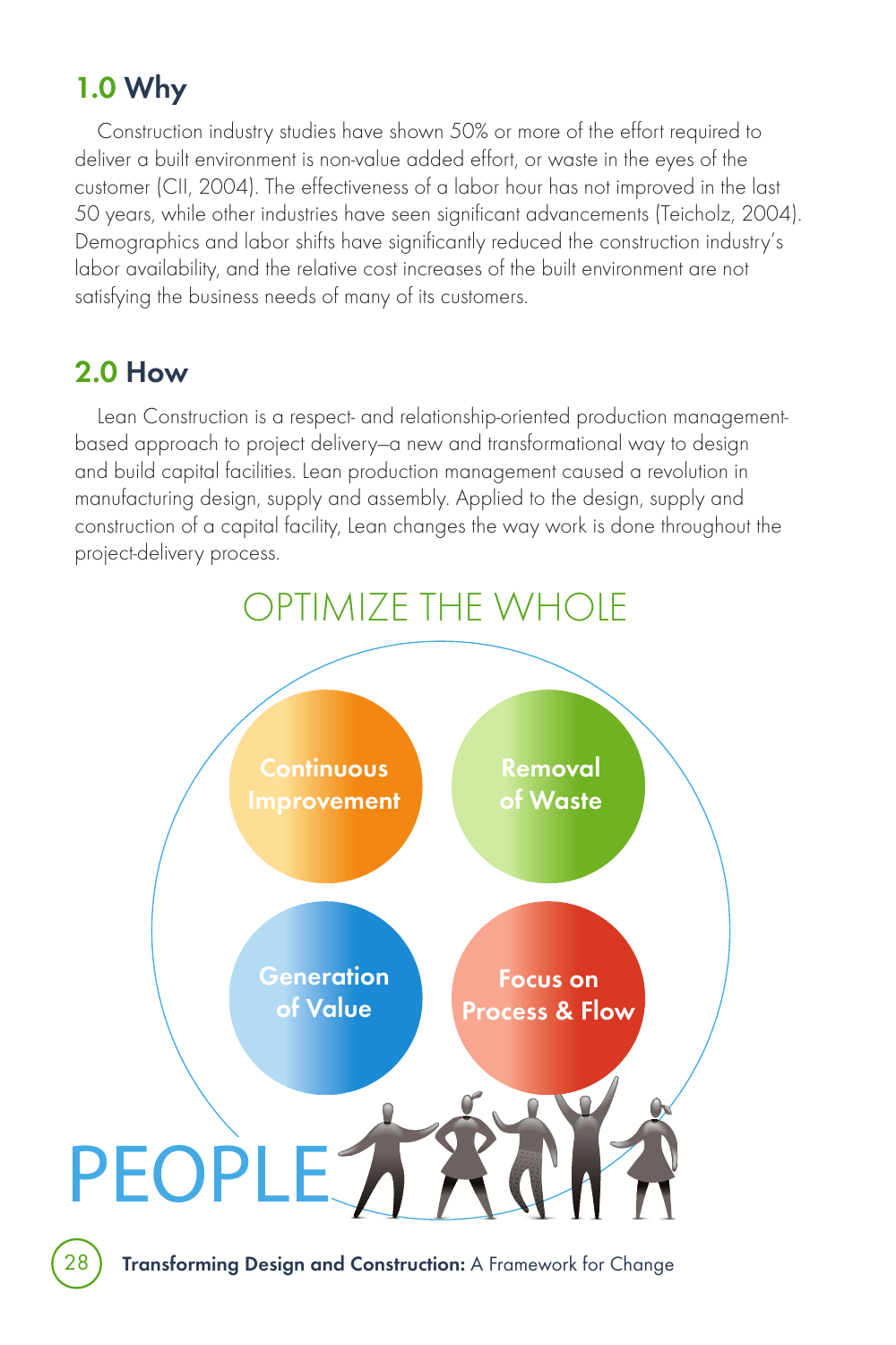## 1.0 Why

Construction industry studies have shown 50% or more of the effort required to deliver a built environment is non-value added effort, or waste in the eyes of the customer (CII, 2004). The effectiveness of a labor hour has not improved in the last 50 years, while other industries have seen significant advancements (Teicholz, 2004). Demographics and labor shifts have significantly reduced the construction industry's labor availability, and the relative cost increases of the built environment are not satisfying the business needs of many of its customers.

## 2.0 How

Lean Construction is a respect- and relationship-oriented production management-based approach to project delivery—a new and transformational way to design and build capital facilities. Lean production management caused a revolution in manufacturing design, supply and assembly. Applied to the design, supply and construction of a capital facility, Lean changes the way work is done throughout the project-delivery process.

OPTIMIZE THE WHOLE

Continuous Improvement

Removal of Waste

Generation of Value

Focus on Process & Flow

PEOPLE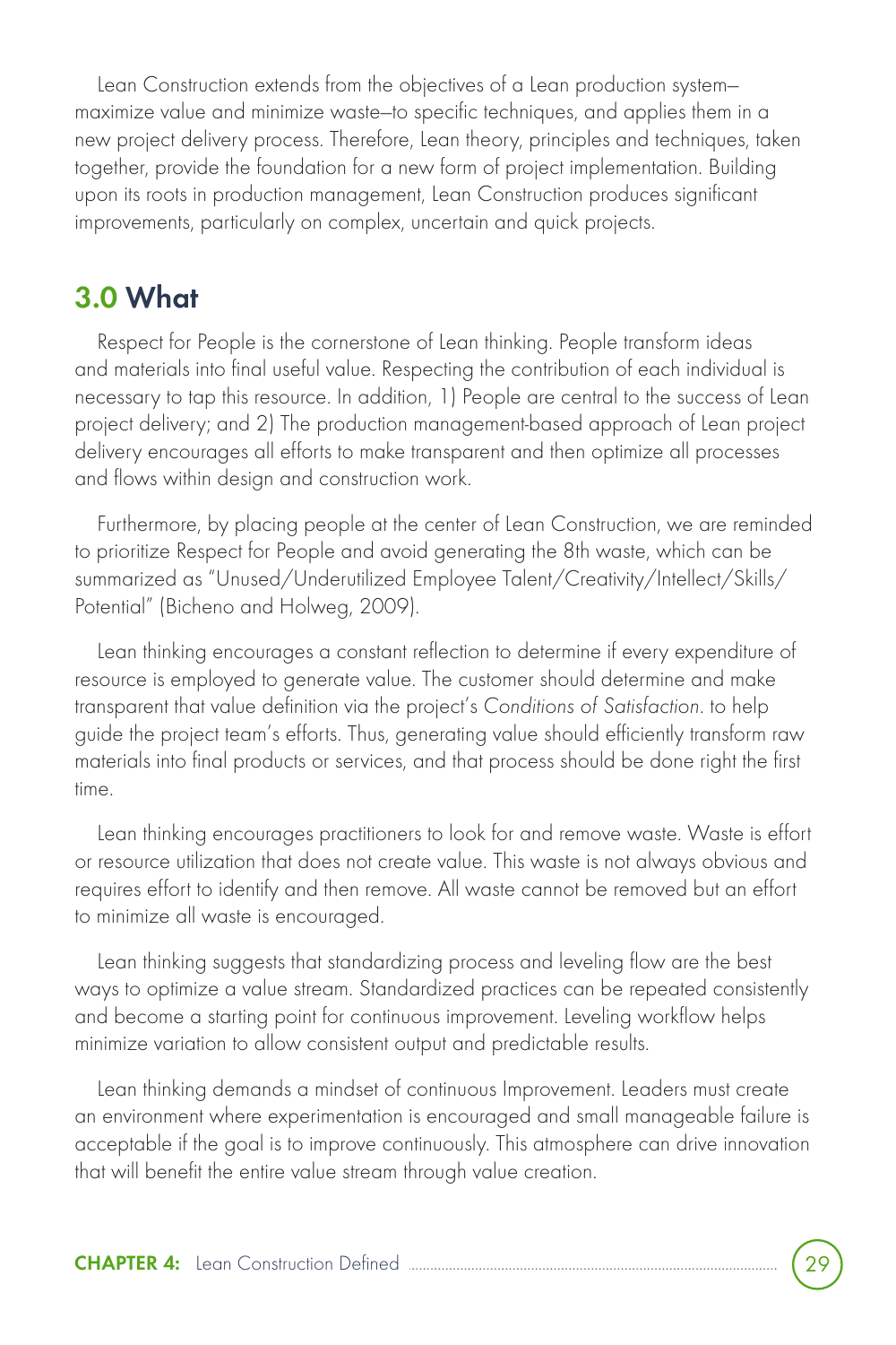Lean Construction extends from the objectives of a Lean production system—maximize value and minimize waste—to specific techniques, and applies them in a new project delivery process. Therefore, Lean theory, principles and techniques, taken together, provide the foundation for a new form of project implementation. Building upon its roots in production management, Lean Construction produces significant improvements, particularly on complex, uncertain and quick projects.

## 3.0 What

Respect for People is the cornerstone of Lean thinking. People transform ideas and materials into final useful value. Respecting the contribution of each individual is necessary to tap this resource. In addition, 1) People are central to the success of Lean project delivery; and 2) The production management-based approach of Lean project delivery encourages all efforts to make transparent and then optimize all processes and flows within design and construction work.

Furthermore, by placing people at the center of Lean Construction, we are reminded to prioritize Respect for People and avoid generating the 8th waste, which can be summarized as "Unused/Underutilized Employee Talent/Creativity/Intellect/Skills/Potential" (Bicheno and Holweg, 2009).

Lean thinking encourages a constant reflection to determine if every expenditure of resource is employed to generate value. The customer should determine and make transparent that value definition via the project's *Conditions of Satisfaction*. to help guide the project team's efforts. Thus, generating value should efficiently transform raw materials into final products or services, and that process should be done right the first time.

Lean thinking encourages practitioners to look for and remove waste. Waste is effort or resource utilization that does not create value. This waste is not always obvious and requires effort to identify and then remove. All waste cannot be removed but an effort to minimize all waste is encouraged.

Lean thinking suggests that standardizing process and leveling flow are the best ways to optimize a value stream. Standardized practices can be repeated consistently and become a starting point for continuous improvement. Leveling workflow helps minimize variation to allow consistent output and predictable results.

Lean thinking demands a mindset of continuous Improvement. Leaders must create an environment where experimentation is encouraged and small manageable failure is acceptable if the goal is to improve continuously. This atmosphere can drive innovation that will benefit the entire value stream through value creation.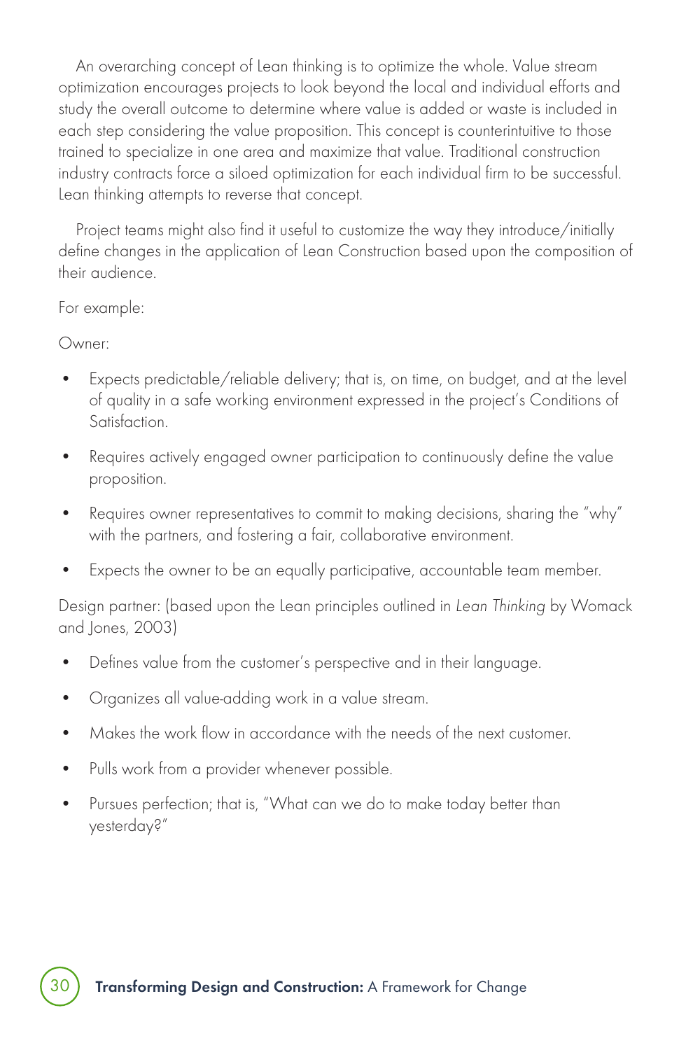An overarching concept of Lean thinking is to optimize the whole. Value stream optimization encourages projects to look beyond the local and individual efforts and study the overall outcome to determine where value is added or waste is included in each step considering the value proposition. This concept is counterintuitive to those trained to specialize in one area and maximize that value. Traditional construction industry contracts force a siloed optimization for each individual firm to be successful. Lean thinking attempts to reverse that concept.

Project teams might also find it useful to customize the way they introduce/initially define changes in the application of Lean Construction based upon the composition of their audience.

For example:

Owner:

- Expects predictable/reliable delivery; that is, on time, on budget, and at the level of quality in a safe working environment expressed in the project's Conditions of Satisfaction.
- Requires actively engaged owner participation to continuously define the value proposition.
- Requires owner representatives to commit to making decisions, sharing the "why" with the partners, and fostering a fair, collaborative environment.
- Expects the owner to be an equally participative, accountable team member.

Design partner: (based upon the Lean principles outlined in *Lean Thinking* by Womack and Jones, 2003)

- Defines value from the customer's perspective and in their language.
- Organizes all value-adding work in a value stream.
- Makes the work flow in accordance with the needs of the next customer.
- Pulls work from a provider whenever possible.
- Pursues perfection; that is, "What can we do to make today better than yesterday?"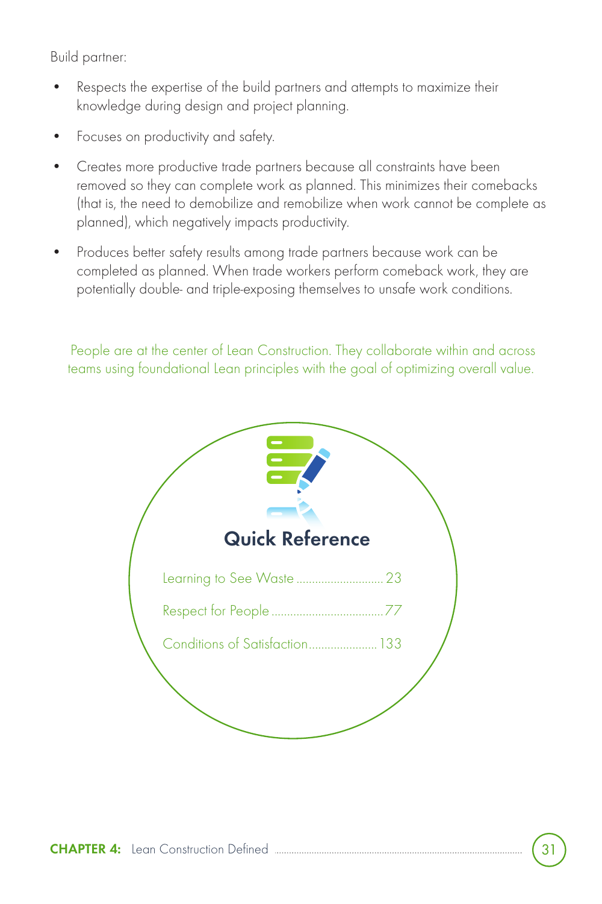Build partner:

- Respects the expertise of the build partners and attempts to maximize their knowledge during design and project planning.
- Focuses on productivity and safety.
- Creates more productive trade partners because all constraints have been removed so they can complete work as planned. This minimizes their comebacks (that is, the need to demobilize and remobilize when work cannot be complete as planned), which negatively impacts productivity.
- Produces better safety results among trade partners because work can be completed as planned. When trade workers perform comeback work, they are potentially double- and triple-exposing themselves to unsafe work conditions.

People are at the center of Lean Construction. They collaborate within and across teams using foundational Lean principles with the goal of optimizing overall value.

## Quick Reference

Learning to See Waste ........................... 23

Respect for People ................................... 77

Conditions of Satisfaction ..................... 133